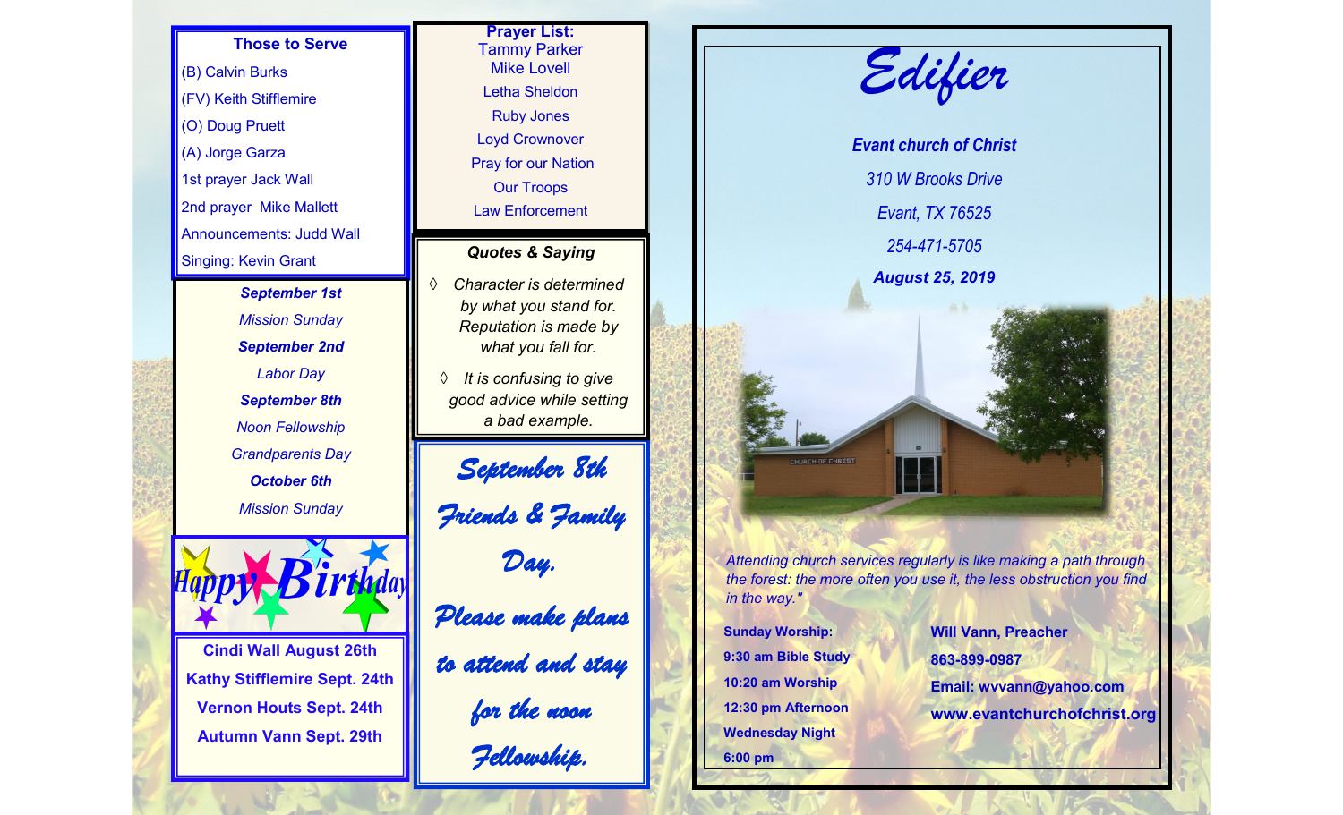### Those to Serve

(B) Calvin Burks

(FV) Keith Stifflemire

(O) Doug Pruett

(A) Jorge Garza

1st prayer Jack Wall

2nd prayer Mike Mallett

Announcements: Judd Wall

Singing: Kevin Grant

***September 1st***

*Mission Sunday*

***September 2nd***

*Labor Day*

***September 8th***

*Noon Fellowship*

*Grandparents Day*

***October 6th***

*Mission Sunday*

Happy Birthday

**Cindi Wall August 26th**

**Kathy Stifflemire Sept. 24th**

**Vernon Houts Sept. 24th**

**Autumn Vann Sept. 29th**

**Prayer List:**

Tammy Parker

Mike Lovell

Letha Sheldon

Ruby Jones

Loyd Crownover

Pray for our Nation

Our Troops

Law Enforcement

***Quotes & Saying***

- *Character is determined by what you stand for. Reputation is made by what you fall for.*
- *It is confusing to give good advice while setting a bad example.*

*September 8th Friends & Family Day. Please make plans to attend and stay for the noon Fellowship.*

# *Edifier*

***Evant church of Christ***

*310 W Brooks Drive*

*Evant, TX 76525*

*254-471-5705*

***August 25, 2019***

*Attending church services regularly is like making a path through the forest: the more often you use it, the less obstruction you find in the way."*

**Sunday Worship:**

**9:30 am Bible Study**

**10:20 am Worship**

**12:30 pm Afternoon**

**Wednesday Night**

**6:00 pm**

**Will Vann, Preacher**

**863-899-0987**

**Email: wvvann@yahoo.com**

**www.evantchurchofchrist.org**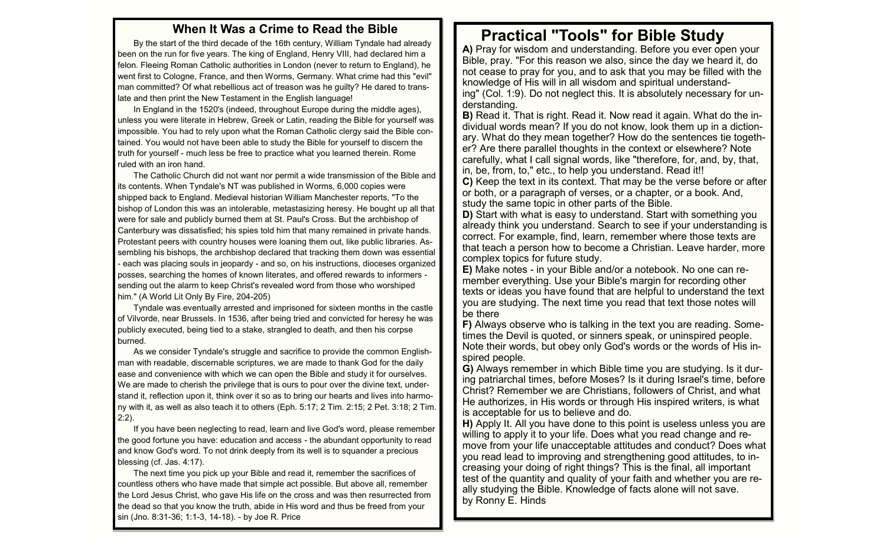## When It Was a Crime to Read the Bible

By the start of the third decade of the 16th century, William Tyndale had already been on the run for five years. The king of England, Henry VIII, had declared him a felon. Fleeing Roman Catholic authorities in London (never to return to England), he went first to Cologne, France, and then Worms, Germany. What crime had this "evil" man committed? Of what rebellious act of treason was he guilty? He dared to translate and then print the New Testament in the English language!

In England in the 1520's (indeed, throughout Europe during the middle ages), unless you were literate in Hebrew, Greek or Latin, reading the Bible for yourself was impossible. You had to rely upon what the Roman Catholic clergy said the Bible contained. You would not have been able to study the Bible for yourself to discern the truth for yourself - much less be free to practice what you learned therein. Rome ruled with an iron hand.

The Catholic Church did not want nor permit a wide transmission of the Bible and its contents. When Tyndale's NT was published in Worms, 6,000 copies were shipped back to England. Medieval historian William Manchester reports, "To the bishop of London this was an intolerable, metastasizing heresy. He bought up all that were for sale and publicly burned them at St. Paul's Cross. But the archbishop of Canterbury was dissatisfied; his spies told him that many remained in private hands. Protestant peers with country houses were loaning them out, like public libraries. Assembling his bishops, the archbishop declared that tracking them down was essential - each was placing souls in jeopardy - and so, on his instructions, dioceses organized posses, searching the homes of known literates, and offered rewards to informers - sending out the alarm to keep Christ's revealed word from those who worshiped him." (A World Lit Only By Fire, 204-205)

Tyndale was eventually arrested and imprisoned for sixteen months in the castle of Vilvorde, near Brussels. In 1536, after being tried and convicted for heresy he was publicly executed, being tied to a stake, strangled to death, and then his corpse burned.

As we consider Tyndale's struggle and sacrifice to provide the common Englishman with readable, discernable scriptures, we are made to thank God for the daily ease and convenience with which we can open the Bible and study it for ourselves. We are made to cherish the privilege that is ours to pour over the divine text, understand it, reflection upon it, think over it so as to bring our hearts and lives into harmony with it, as well as also teach it to others (Eph. 5:17; 2 Tim. 2:15; 2 Pet. 3:18; 2 Tim. 2:2).

If you have been neglecting to read, learn and live God's word, please remember the good fortune you have: education and access - the abundant opportunity to read and know God's word. To not drink deeply from its well is to squander a precious blessing (cf. Jas. 4:17).

The next time you pick up your Bible and read it, remember the sacrifices of countless others who have made that simple act possible. But above all, remember the Lord Jesus Christ, who gave His life on the cross and was then resurrected from the dead so that you know the truth, abide in His word and thus be freed from your sin (Jno. 8:31-36; 1:1-3, 14-18). - by Joe R. Price

# Practical "Tools" for Bible Study

**A)** Pray for wisdom and understanding. Before you ever open your Bible, pray. "For this reason we also, since the day we heard it, do not cease to pray for you, and to ask that you may be filled with the knowledge of His will in all wisdom and spiritual understanding" (Col. 1:9). Do not neglect this. It is absolutely necessary for understanding.

**B)** Read it. That is right. Read it. Now read it again. What do the individual words mean? If you do not know, look them up in a dictionary. What do they mean together? How do the sentences tie together? Are there parallel thoughts in the context or elsewhere? Note carefully, what I call signal words, like "therefore, for, and, by, that, in, be, from, to," etc., to help you understand. Read it!!

**C)** Keep the text in its context. That may be the verse before or after or both, or a paragraph of verses, or a chapter, or a book. And, study the same topic in other parts of the Bible.

**D)** Start with what is easy to understand. Start with something you already think you understand. Search to see if your understanding is correct. For example, find, learn, remember where those texts are that teach a person how to become a Christian. Leave harder, more complex topics for future study.

**E)** Make notes - in your Bible and/or a notebook. No one can remember everything. Use your Bible's margin for recording other texts or ideas you have found that are helpful to understand the text you are studying. The next time you read that text those notes will be there

**F)** Always observe who is talking in the text you are reading. Sometimes the Devil is quoted, or sinners speak, or uninspired people. Note their words, but obey only God's words or the words of His inspired people.

**G)** Always remember in which Bible time you are studying. Is it during patriarchal times, before Moses? Is it during Israel's time, before Christ? Remember we are Christians, followers of Christ, and what He authorizes, in His words or through His inspired writers, is what is acceptable for us to believe and do.

**H)** Apply It. All you have done to this point is useless unless you are willing to apply it to your life. Does what you read change and remove from your life unacceptable attitudes and conduct? Does what you read lead to improving and strengthening good attitudes, to increasing your doing of right things? This is the final, all important test of the quantity and quality of your faith and whether you are really studying the Bible. Knowledge of facts alone will not save.

by Ronny E. Hinds